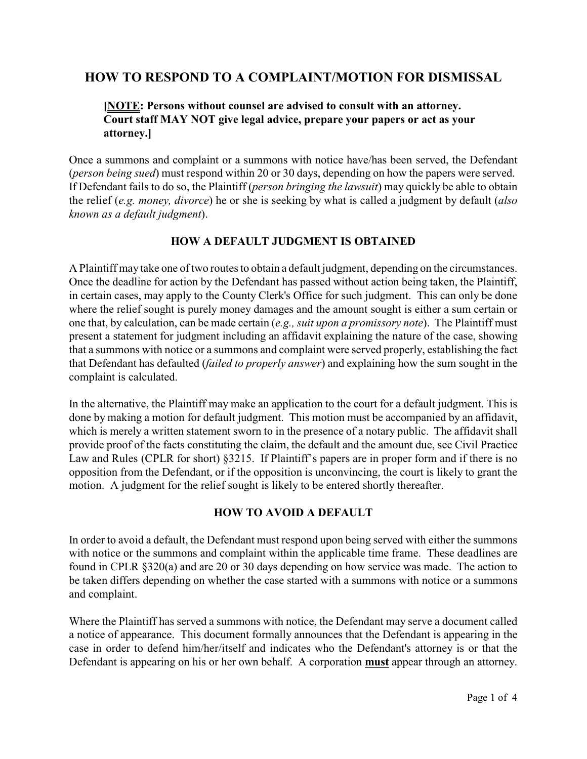# HOW TO RESPOND TO A COMPLAINT/MOTION FOR DISMISSAL

**[<u>NOTE</u>: Persons without counsel are advised to consult with an attorney. Court staff MAY NOT give legal advice, prepare your papers or act as your attorney.]**

Once a summons and complaint or a summons with notice have/has been served, the Defendant (*person being sued*) must respond within 20 or 30 days, depending on how the papers were served. If Defendant fails to do so, the Plaintiff (*person bringing the lawsuit*) may quickly be able to obtain the relief (*e.g. money, divorce*) he or she is seeking by what is called a judgment by default (*also known as a default judgment*).

## HOW A DEFAULT JUDGMENT IS OBTAINED

A Plaintiff may take one of two routes to obtain a default judgment, depending on the circumstances. Once the deadline for action by the Defendant has passed without action being taken, the Plaintiff, in certain cases, may apply to the County Clerk's Office for such judgment. This can only be done where the relief sought is purely money damages and the amount sought is either a sum certain or one that, by calculation, can be made certain (*e.g., suit upon a promissory note*). The Plaintiff must present a statement for judgment including an affidavit explaining the nature of the case, showing that a summons with notice or a summons and complaint were served properly, establishing the fact that Defendant has defaulted (*failed to properly answer*) and explaining how the sum sought in the complaint is calculated.

In the alternative, the Plaintiff may make an application to the court for a default judgment. This is done by making a motion for default judgment. This motion must be accompanied by an affidavit, which is merely a written statement sworn to in the presence of a notary public. The affidavit shall provide proof of the facts constituting the claim, the default and the amount due, see Civil Practice Law and Rules (CPLR for short) §3215. If Plaintiff's papers are in proper form and if there is no opposition from the Defendant, or if the opposition is unconvincing, the court is likely to grant the motion. A judgment for the relief sought is likely to be entered shortly thereafter.

## HOW TO AVOID A DEFAULT

In order to avoid a default, the Defendant must respond upon being served with either the summons with notice or the summons and complaint within the applicable time frame. These deadlines are found in CPLR §320(a) and are 20 or 30 days depending on how service was made. The action to be taken differs depending on whether the case started with a summons with notice or a summons and complaint.

Where the Plaintiff has served a summons with notice, the Defendant may serve a document called a notice of appearance. This document formally announces that the Defendant is appearing in the case in order to defend him/her/itself and indicates who the Defendant's attorney is or that the Defendant is appearing on his or her own behalf. A corporation <u>**must**</u> appear through an attorney.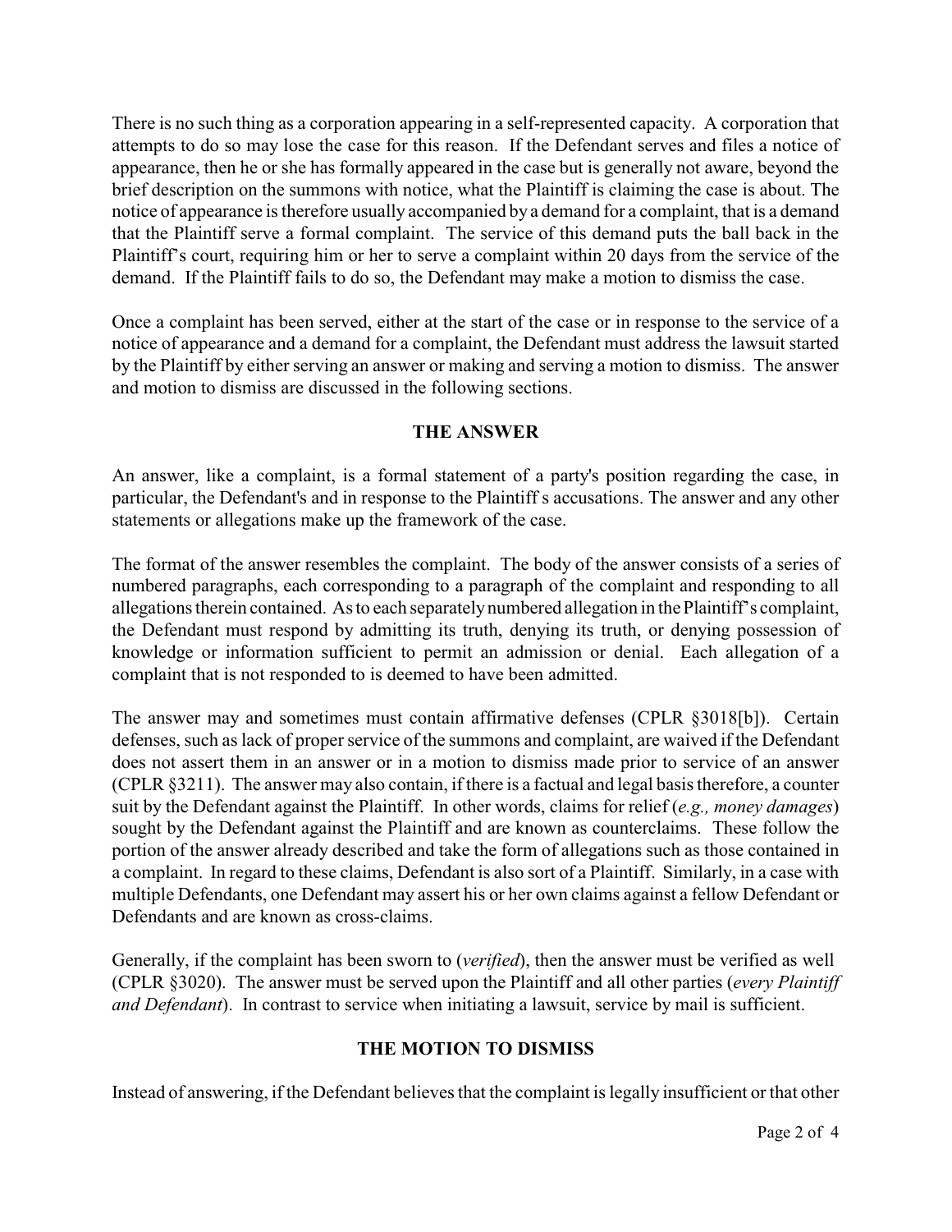There is no such thing as a corporation appearing in a self-represented capacity. A corporation that attempts to do so may lose the case for this reason. If the Defendant serves and files a notice of appearance, then he or she has formally appeared in the case but is generally not aware, beyond the brief description on the summons with notice, what the Plaintiff is claiming the case is about. The notice of appearance is therefore usually accompanied by a demand for a complaint, that is a demand that the Plaintiff serve a formal complaint. The service of this demand puts the ball back in the Plaintiff's court, requiring him or her to serve a complaint within 20 days from the service of the demand. If the Plaintiff fails to do so, the Defendant may make a motion to dismiss the case.

Once a complaint has been served, either at the start of the case or in response to the service of a notice of appearance and a demand for a complaint, the Defendant must address the lawsuit started by the Plaintiff by either serving an answer or making and serving a motion to dismiss. The answer and motion to dismiss are discussed in the following sections.

## THE ANSWER

An answer, like a complaint, is a formal statement of a party's position regarding the case, in particular, the Defendant's and in response to the Plaintiff s accusations. The answer and any other statements or allegations make up the framework of the case.

The format of the answer resembles the complaint. The body of the answer consists of a series of numbered paragraphs, each corresponding to a paragraph of the complaint and responding to all allegations therein contained. As to each separately numbered allegation in the Plaintiff's complaint, the Defendant must respond by admitting its truth, denying its truth, or denying possession of knowledge or information sufficient to permit an admission or denial. Each allegation of a complaint that is not responded to is deemed to have been admitted.

The answer may and sometimes must contain affirmative defenses (CPLR §3018[b]). Certain defenses, such as lack of proper service of the summons and complaint, are waived if the Defendant does not assert them in an answer or in a motion to dismiss made prior to service of an answer (CPLR §3211). The answer may also contain, if there is a factual and legal basis therefore, a counter suit by the Defendant against the Plaintiff. In other words, claims for relief (*e.g., money damages*) sought by the Defendant against the Plaintiff and are known as counterclaims. These follow the portion of the answer already described and take the form of allegations such as those contained in a complaint. In regard to these claims, Defendant is also sort of a Plaintiff. Similarly, in a case with multiple Defendants, one Defendant may assert his or her own claims against a fellow Defendant or Defendants and are known as cross-claims.

Generally, if the complaint has been sworn to (*verified*), then the answer must be verified as well (CPLR §3020). The answer must be served upon the Plaintiff and all other parties (*every Plaintiff and Defendant*). In contrast to service when initiating a lawsuit, service by mail is sufficient.

## THE MOTION TO DISMISS

Instead of answering, if the Defendant believes that the complaint is legally insufficient or that other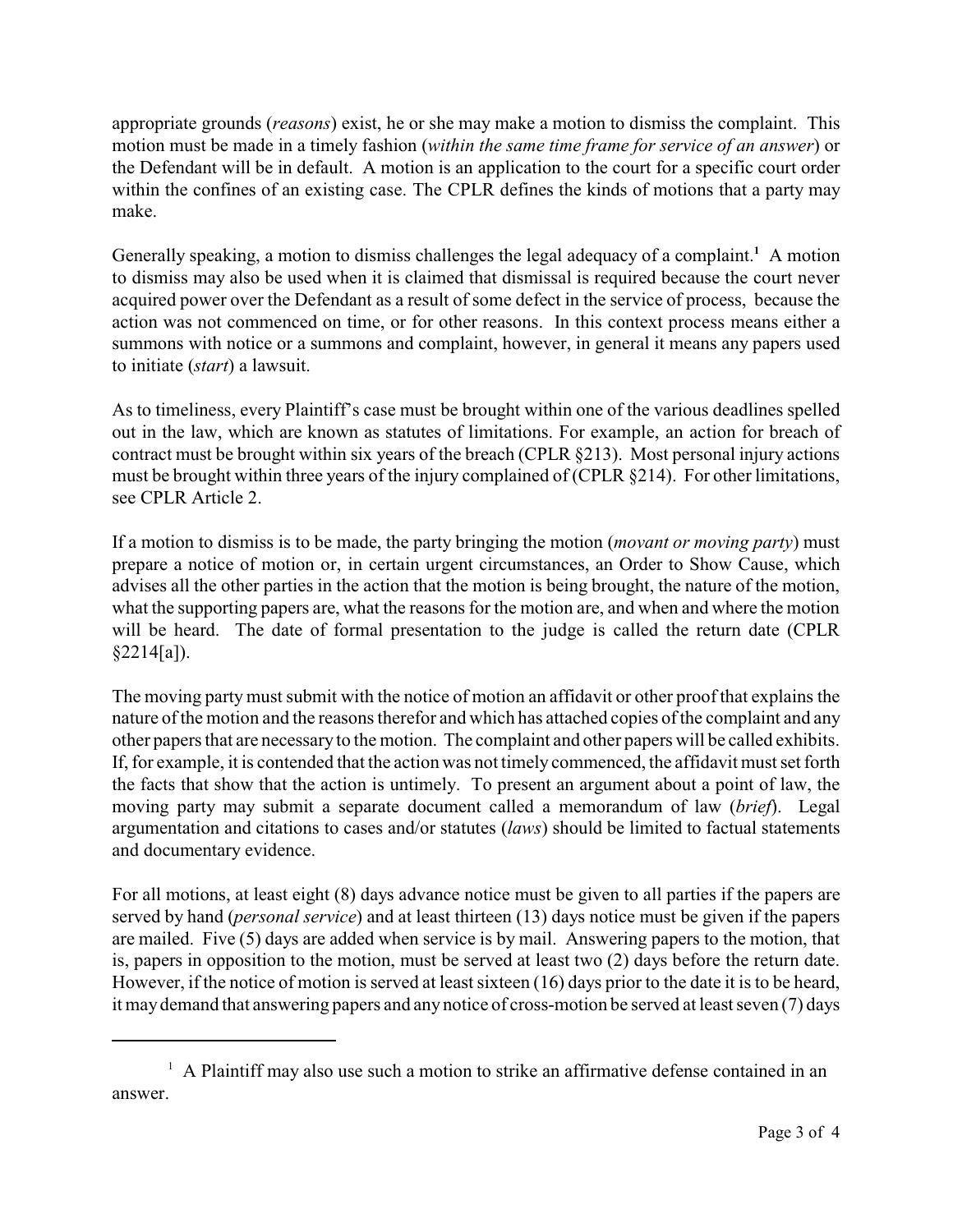appropriate grounds (*reasons*) exist, he or she may make a motion to dismiss the complaint. This motion must be made in a timely fashion (*within the same time frame for service of an answer*) or the Defendant will be in default. A motion is an application to the court for a specific court order within the confines of an existing case. The CPLR defines the kinds of motions that a party may make.

Generally speaking, a motion to dismiss challenges the legal adequacy of a complaint.[1] A motion to dismiss may also be used when it is claimed that dismissal is required because the court never acquired power over the Defendant as a result of some defect in the service of process, because the action was not commenced on time, or for other reasons. In this context process means either a summons with notice or a summons and complaint, however, in general it means any papers used to initiate (*start*) a lawsuit.

As to timeliness, every Plaintiff's case must be brought within one of the various deadlines spelled out in the law, which are known as statutes of limitations. For example, an action for breach of contract must be brought within six years of the breach (CPLR §213). Most personal injury actions must be brought within three years of the injury complained of (CPLR §214). For other limitations, see CPLR Article 2.

If a motion to dismiss is to be made, the party bringing the motion (*movant or moving party*) must prepare a notice of motion or, in certain urgent circumstances, an Order to Show Cause, which advises all the other parties in the action that the motion is being brought, the nature of the motion, what the supporting papers are, what the reasons for the motion are, and when and where the motion will be heard. The date of formal presentation to the judge is called the return date (CPLR §2214[a]).

The moving party must submit with the notice of motion an affidavit or other proof that explains the nature of the motion and the reasons therefor and which has attached copies of the complaint and any other papers that are necessary to the motion. The complaint and other papers will be called exhibits. If, for example, it is contended that the action was not timely commenced, the affidavit must set forth the facts that show that the action is untimely. To present an argument about a point of law, the moving party may submit a separate document called a memorandum of law (*brief*). Legal argumentation and citations to cases and/or statutes (*laws*) should be limited to factual statements and documentary evidence.

For all motions, at least eight (8) days advance notice must be given to all parties if the papers are served by hand (*personal service*) and at least thirteen (13) days notice must be given if the papers are mailed. Five (5) days are added when service is by mail. Answering papers to the motion, that is, papers in opposition to the motion, must be served at least two (2) days before the return date. However, if the notice of motion is served at least sixteen (16) days prior to the date it is to be heard, it may demand that answering papers and any notice of cross-motion be served at least seven (7) days

---

[1] A Plaintiff may also use such a motion to strike an affirmative defense contained in an answer.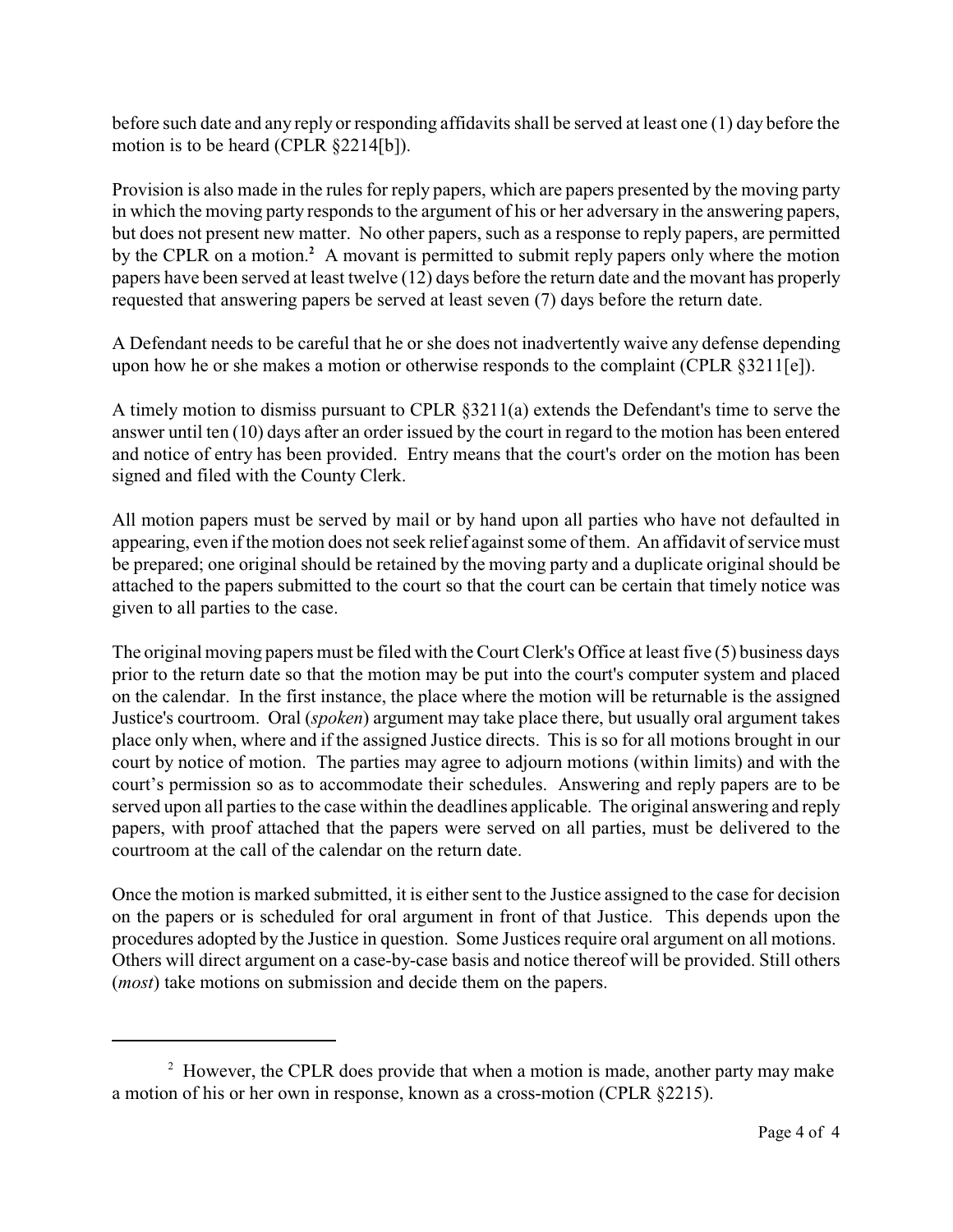before such date and any reply or responding affidavits shall be served at least one (1) day before the motion is to be heard (CPLR §2214[b]).

Provision is also made in the rules for reply papers, which are papers presented by the moving party in which the moving party responds to the argument of his or her adversary in the answering papers, but does not present new matter. No other papers, such as a response to reply papers, are permitted by the CPLR on a motion.[2] A movant is permitted to submit reply papers only where the motion papers have been served at least twelve (12) days before the return date and the movant has properly requested that answering papers be served at least seven (7) days before the return date.

A Defendant needs to be careful that he or she does not inadvertently waive any defense depending upon how he or she makes a motion or otherwise responds to the complaint (CPLR §3211[e]).

A timely motion to dismiss pursuant to CPLR §3211(a) extends the Defendant's time to serve the answer until ten (10) days after an order issued by the court in regard to the motion has been entered and notice of entry has been provided. Entry means that the court's order on the motion has been signed and filed with the County Clerk.

All motion papers must be served by mail or by hand upon all parties who have not defaulted in appearing, even if the motion does not seek relief against some of them. An affidavit of service must be prepared; one original should be retained by the moving party and a duplicate original should be attached to the papers submitted to the court so that the court can be certain that timely notice was given to all parties to the case.

The original moving papers must be filed with the Court Clerk's Office at least five (5) business days prior to the return date so that the motion may be put into the court's computer system and placed on the calendar. In the first instance, the place where the motion will be returnable is the assigned Justice's courtroom. Oral (*spoken*) argument may take place there, but usually oral argument takes place only when, where and if the assigned Justice directs. This is so for all motions brought in our court by notice of motion. The parties may agree to adjourn motions (within limits) and with the court's permission so as to accommodate their schedules. Answering and reply papers are to be served upon all parties to the case within the deadlines applicable. The original answering and reply papers, with proof attached that the papers were served on all parties, must be delivered to the courtroom at the call of the calendar on the return date.

Once the motion is marked submitted, it is either sent to the Justice assigned to the case for decision on the papers or is scheduled for oral argument in front of that Justice. This depends upon the procedures adopted by the Justice in question. Some Justices require oral argument on all motions. Others will direct argument on a case-by-case basis and notice thereof will be provided. Still others (*most*) take motions on submission and decide them on the papers.

---

[2] However, the CPLR does provide that when a motion is made, another party may make a motion of his or her own in response, known as a cross-motion (CPLR §2215).